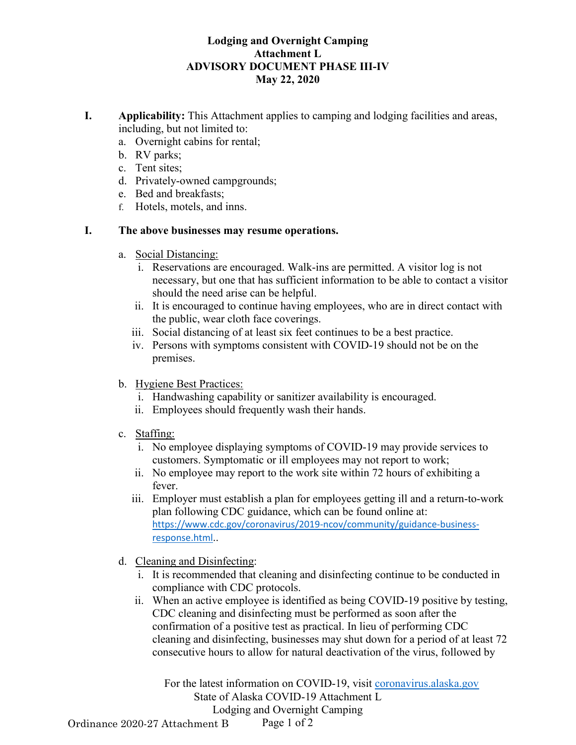**Lodging and Overnight Camping**
**Attachment L**
**ADVISORY DOCUMENT PHASE III-IV**
**May 22, 2020**

I. **Applicability:** This Attachment applies to camping and lodging facilities and areas, including, but not limited to:

   a. Overnight cabins for rental;
   b. RV parks;
   c. Tent sites;
   d. Privately-owned campgrounds;
   e. Bed and breakfasts;
   f. Hotels, motels, and inns.

I. **The above businesses may resume operations.**

   a. Social Distancing:
      i. Reservations are encouraged. Walk-ins are permitted. A visitor log is not necessary, but one that has sufficient information to be able to contact a visitor should the need arise can be helpful.
      ii. It is encouraged to continue having employees, who are in direct contact with the public, wear cloth face coverings.
      iii. Social distancing of at least six feet continues to be a best practice.
      iv. Persons with symptoms consistent with COVID-19 should not be on the premises.

   b. Hygiene Best Practices:
      i. Handwashing capability or sanitizer availability is encouraged.
      ii. Employees should frequently wash their hands.

   c. Staffing:
      i. No employee displaying symptoms of COVID-19 may provide services to customers. Symptomatic or ill employees may not report to work;
      ii. No employee may report to the work site within 72 hours of exhibiting a fever.
      iii. Employer must establish a plan for employees getting ill and a return-to-work plan following CDC guidance, which can be found online at: https://www.cdc.gov/coronavirus/2019-ncov/community/guidance-business-response.html..

   d. Cleaning and Disinfecting:
      i. It is recommended that cleaning and disinfecting continue to be conducted in compliance with CDC protocols.
      ii. When an active employee is identified as being COVID-19 positive by testing, CDC cleaning and disinfecting must be performed as soon after the confirmation of a positive test as practical. In lieu of performing CDC cleaning and disinfecting, businesses may shut down for a period of at least 72 consecutive hours to allow for natural deactivation of the virus, followed by

For the latest information on COVID-19, visit coronavirus.alaska.gov
State of Alaska COVID-19 Attachment L
Lodging and Overnight Camping

Ordinance 2020-27 Attachment B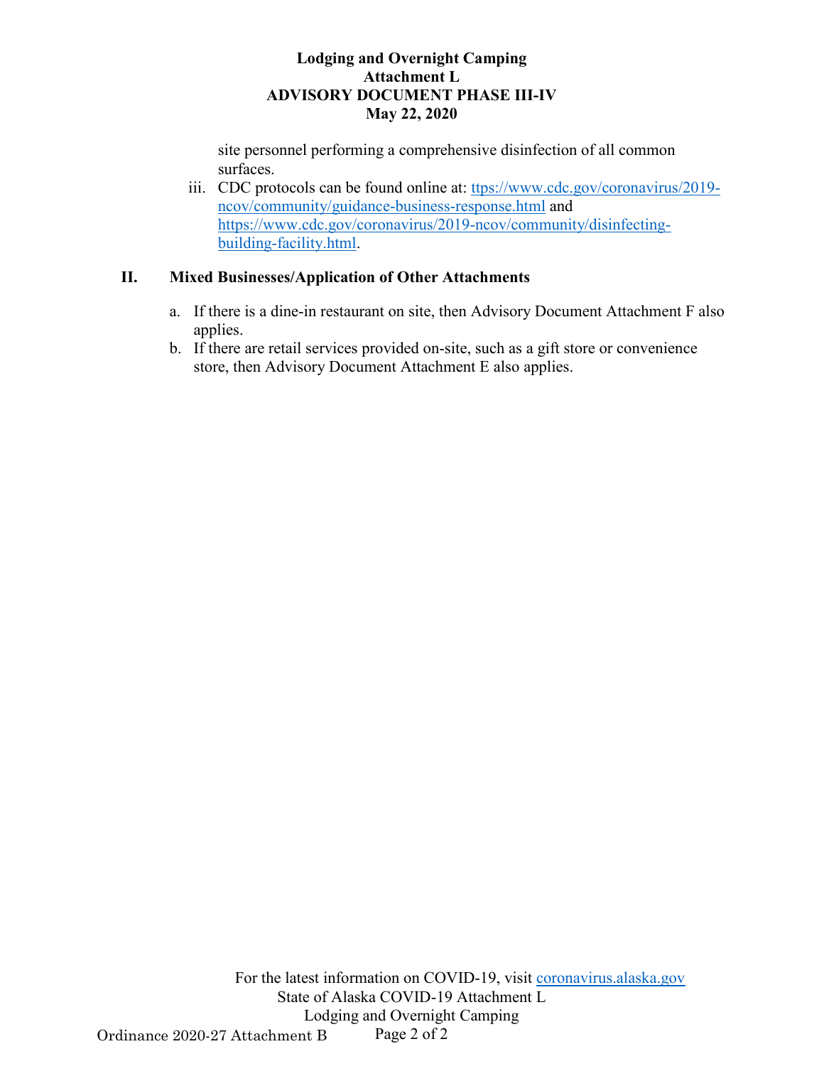site personnel performing a comprehensive disinfection of all common surfaces.

iii. CDC protocols can be found online at: ttps://www.cdc.gov/coronavirus/2019-ncov/community/guidance-business-response.html and https://www.cdc.gov/coronavirus/2019-ncov/community/disinfecting-building-facility.html.

## II. Mixed Businesses/Application of Other Attachments

a. If there is a dine-in restaurant on site, then Advisory Document Attachment F also applies.
b. If there are retail services provided on-site, such as a gift store or convenience store, then Advisory Document Attachment E also applies.